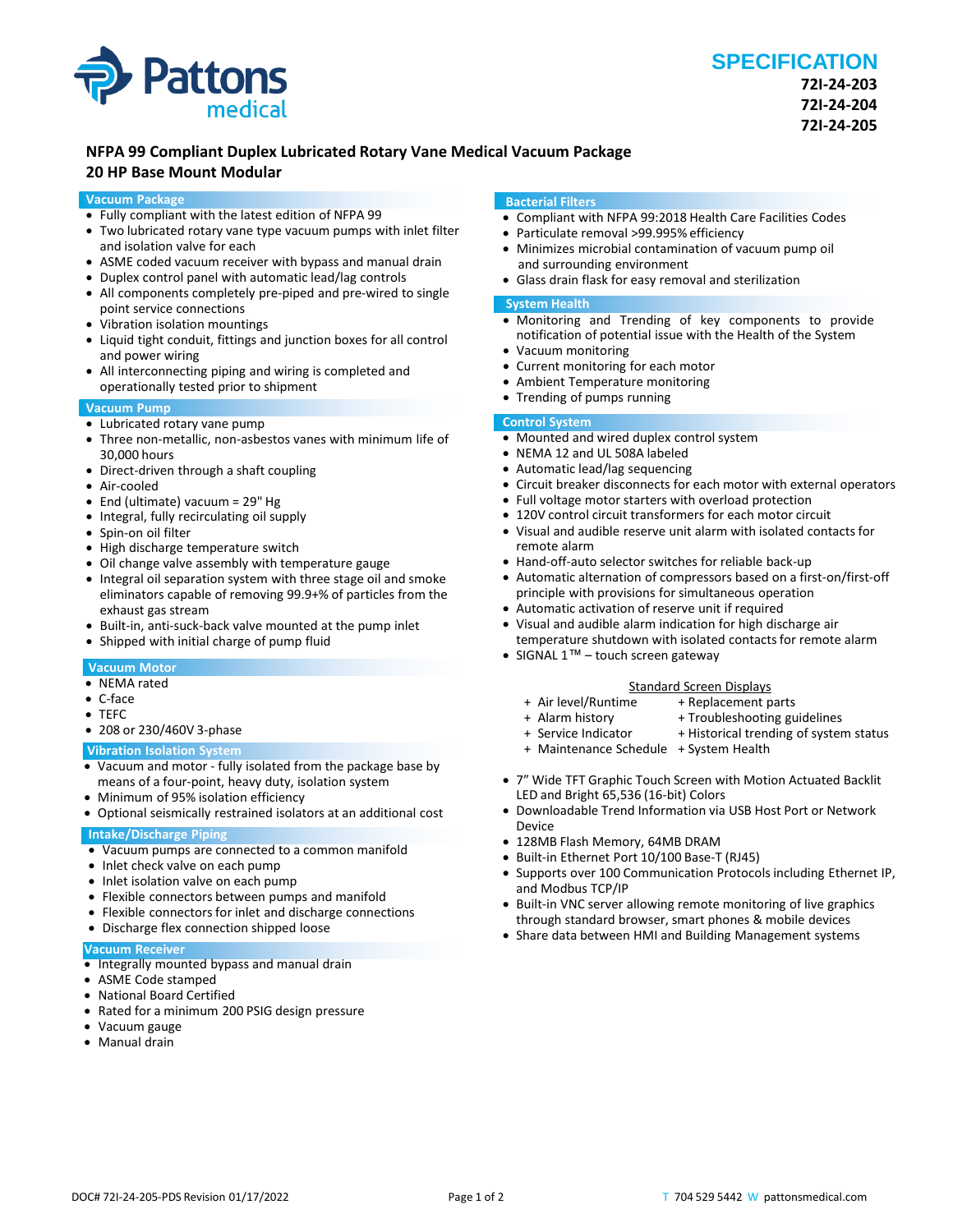Pattons medical

# SPECIFICATION

**72I-24-203**
**72I-24-204**
**72I-24-205**

## NFPA 99 Compliant Duplex Lubricated Rotary Vane Medical Vacuum Package
## 20 HP Base Mount Modular

### Vacuum Package

- Fully compliant with the latest edition of NFPA 99
- Two lubricated rotary vane type vacuum pumps with inlet filter and isolation valve for each
- ASME coded vacuum receiver with bypass and manual drain
- Duplex control panel with automatic lead/lag controls
- All components completely pre-piped and pre-wired to single point service connections
- Vibration isolation mountings
- Liquid tight conduit, fittings and junction boxes for all control and power wiring
- All interconnecting piping and wiring is completed and operationally tested prior to shipment

### Vacuum Pump

- Lubricated rotary vane pump
- Three non-metallic, non-asbestos vanes with minimum life of 30,000 hours
- Direct-driven through a shaft coupling
- Air-cooled
- End (ultimate) vacuum = 29" Hg
- Integral, fully recirculating oil supply
- Spin-on oil filter
- High discharge temperature switch
- Oil change valve assembly with temperature gauge
- Integral oil separation system with three stage oil and smoke eliminators capable of removing 99.9+% of particles from the exhaust gas stream
- Built-in, anti-suck-back valve mounted at the pump inlet
- Shipped with initial charge of pump fluid

### Vacuum Motor

- NEMA rated
- C-face
- TEFC
- 208 or 230/460V 3-phase

### Vibration Isolation System

- Vacuum and motor - fully isolated from the package base by means of a four-point, heavy duty, isolation system
- Minimum of 95% isolation efficiency
- Optional seismically restrained isolators at an additional cost

### Intake/Discharge Piping

- Vacuum pumps are connected to a common manifold
- Inlet check valve on each pump
- Inlet isolation valve on each pump
- Flexible connectors between pumps and manifold
- Flexible connectors for inlet and discharge connections
- Discharge flex connection shipped loose

### Vacuum Receiver

- Integrally mounted bypass and manual drain
- ASME Code stamped
- National Board Certified
- Rated for a minimum 200 PSIG design pressure
- Vacuum gauge
- Manual drain

### Bacterial Filters

- Compliant with NFPA 99:2018 Health Care Facilities Codes
- Particulate removal >99.995% efficiency
- Minimizes microbial contamination of vacuum pump oil and surrounding environment
- Glass drain flask for easy removal and sterilization

### System Health

- Monitoring and Trending of key components to provide notification of potential issue with the Health of the System
- Vacuum monitoring
- Current monitoring for each motor
- Ambient Temperature monitoring
- Trending of pumps running

### Control System

- Mounted and wired duplex control system
- NEMA 12 and UL 508A labeled
- Automatic lead/lag sequencing
- Circuit breaker disconnects for each motor with external operators
- Full voltage motor starters with overload protection
- 120V control circuit transformers for each motor circuit
- Visual and audible reserve unit alarm with isolated contacts for remote alarm
- Hand-off-auto selector switches for reliable back-up
- Automatic alternation of compressors based on a first-on/first-off principle with provisions for simultaneous operation
- Automatic activation of reserve unit if required
- Visual and audible alarm indication for high discharge air temperature shutdown with isolated contacts for remote alarm
- SIGNAL 1™ – touch screen gateway

Standard Screen Displays

+ Air level/Runtime
+ Alarm history
+ Service Indicator
+ Maintenance Schedule
+ Replacement parts
+ Troubleshooting guidelines
+ Historical trending of system status
+ System Health

- 7" Wide TFT Graphic Touch Screen with Motion Actuated Backlit LED and Bright 65,536 (16-bit) Colors
- Downloadable Trend Information via USB Host Port or Network Device
- 128MB Flash Memory, 64MB DRAM
- Built-in Ethernet Port 10/100 Base-T (RJ45)
- Supports over 100 Communication Protocols including Ethernet IP, and Modbus TCP/IP
- Built-in VNC server allowing remote monitoring of live graphics through standard browser, smart phones & mobile devices
- Share data between HMI and Building Management systems

DOC# 72I-24-205-PDS Revision 01/17/2022

T 704 529 5442 W pattonsmedical.com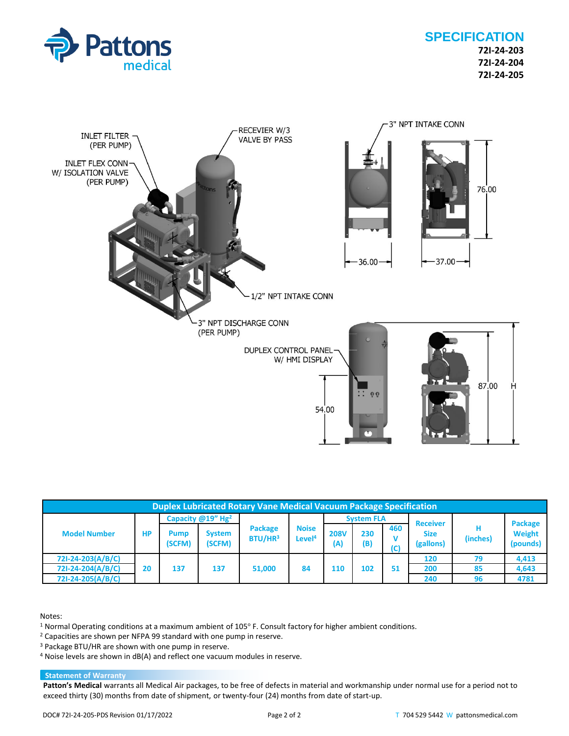# SPECIFICATION

**72I-24-203**
**72I-24-204**
**72I-24-205**

INLET FILTER (PER PUMP)

INLET FLEX CONN W/ ISOLATION VALVE (PER PUMP)

RECEVIER W/3 VALVE BY PASS

3" NPT INTAKE CONN

1/2" NPT INTAKE CONN

3" NPT DISCHARGE CONN (PER PUMP)

DUPLEX CONTROL PANEL W/ HMI DISPLAY

36.00

37.00

76.00

54.00

87.00

H

| Duplex Lubricated Rotary Vane Medical Vacuum Package Specification | | | | | | | | | | | |
|---|---|---|---|---|---|---|---|---|---|---|---|
| Model Number | HP | Capacity @19" Hg[2] | | Package BTU/HR[3] | Noise Level[4] | System FLA | | | Receiver Size (gallons) | H (inches) | Package Weight (pounds) |
| | | Pump (SCFM) | System (SCFM) | | | 208V (A) | 230 (B) | 460 V (C) | | | |
| 72I-24-203(A/B/C) | 20 | 137 | 137 | 51,000 | 84 | 110 | 102 | 51 | 120 | 79 | 4,413 |
| 72I-24-204(A/B/C) | 20 | 137 | 137 | 51,000 | 84 | 110 | 102 | 51 | 200 | 85 | 4,643 |
| 72I-24-205(A/B/C) | 20 | 137 | 137 | 51,000 | 84 | 110 | 102 | 51 | 240 | 96 | 4781 |

Notes:

[1] Normal Operating conditions at a maximum ambient of 105° F. Consult factory for higher ambient conditions.

[2] Capacities are shown per NFPA 99 standard with one pump in reserve.

[3] Package BTU/HR are shown with one pump in reserve.

[4] Noise levels are shown in dB(A) and reflect one vacuum modules in reserve.

## Statement of Warranty

**Patton's Medical** warrants all Medical Air packages, to be free of defects in material and workmanship under normal use for a period not to exceed thirty (30) months from date of shipment, or twenty-four (24) months from date of start-up.

DOC# 72I-24-205-PDS Revision 01/17/2022

T 704 529 5442 W pattonsmedical.com